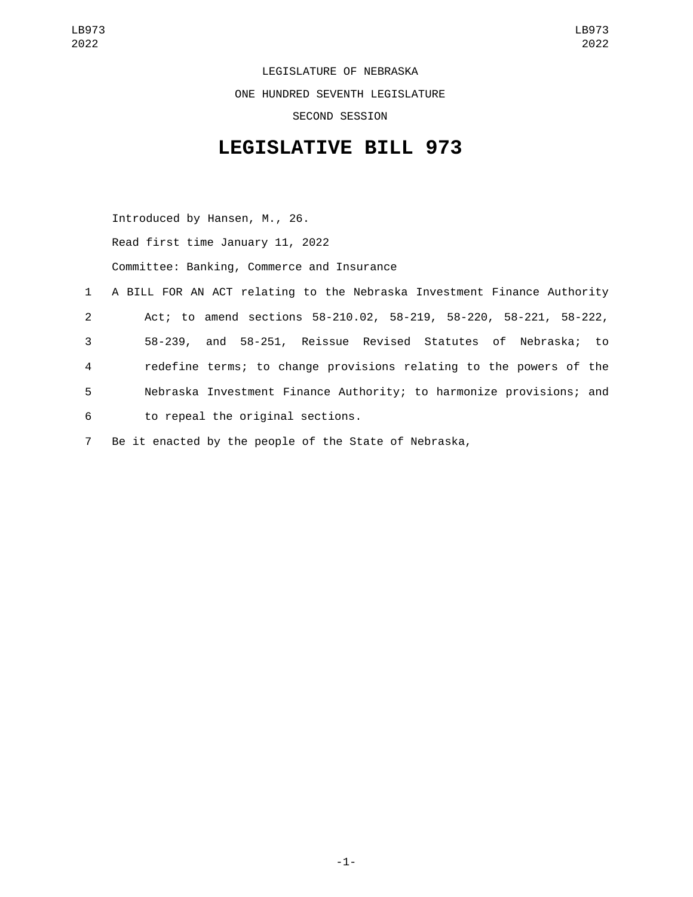LEGISLATURE OF NEBRASKA

ONE HUNDRED SEVENTH LEGISLATURE

SECOND SESSION

# LEGISLATIVE BILL 973

Introduced by Hansen, M., 26.

Read first time January 11, 2022

Committee: Banking, Commerce and Insurance

1 A BILL FOR AN ACT relating to the Nebraska Investment Finance Authority
2 Act; to amend sections 58-210.02, 58-219, 58-220, 58-221, 58-222,
3 58-239, and 58-251, Reissue Revised Statutes of Nebraska; to
4 redefine terms; to change provisions relating to the powers of the
5 Nebraska Investment Finance Authority; to harmonize provisions; and
6 to repeal the original sections.

7 Be it enacted by the people of the State of Nebraska,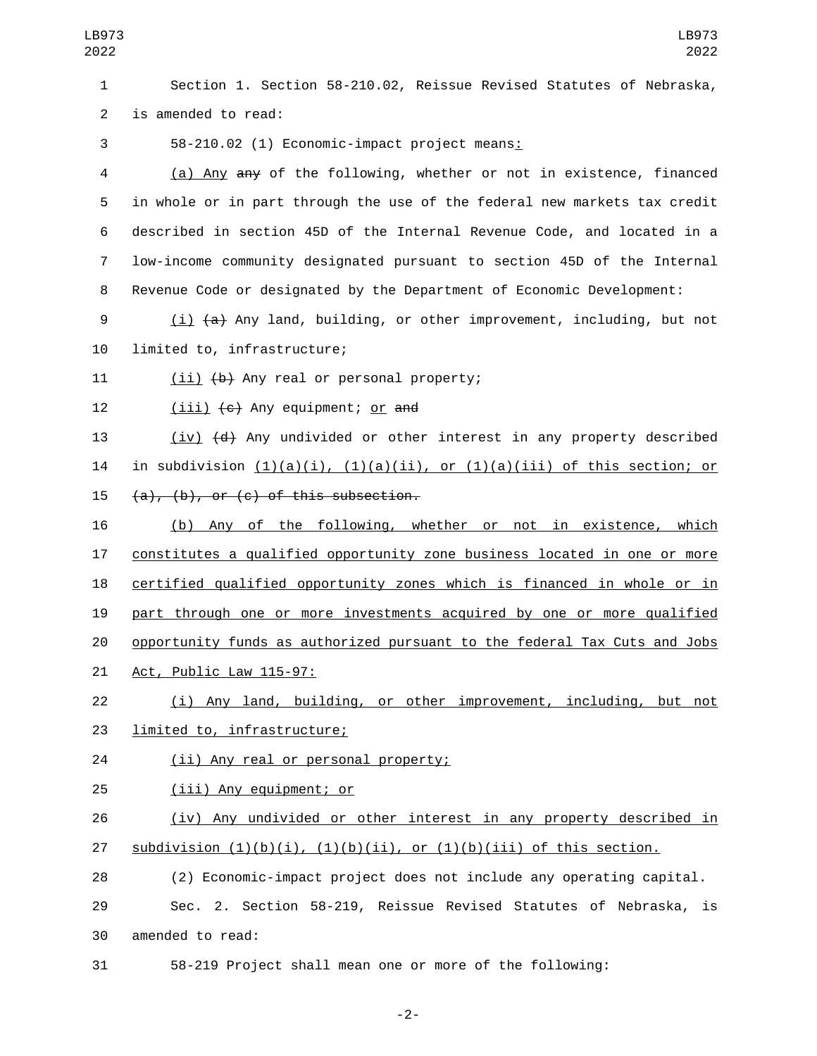Section 1. Section 58-210.02, Reissue Revised Statutes of Nebraska, is amended to read:

58-210.02 (1) Economic-impact project means:

(a) Any ~~any~~ of the following, whether or not in existence, financed in whole or in part through the use of the federal new markets tax credit described in section 45D of the Internal Revenue Code, and located in a low-income community designated pursuant to section 45D of the Internal Revenue Code or designated by the Department of Economic Development:

(i) ~~(a)~~ Any land, building, or other improvement, including, but not limited to, infrastructure;

(ii) ~~(b)~~ Any real or personal property;

(iii) ~~(c)~~ Any equipment; or ~~and~~

(iv) ~~(d)~~ Any undivided or other interest in any property described in subdivision (1)(a)(i), (1)(a)(ii), or (1)(a)(iii) of this section; or ~~(a), (b), or (c) of this subsection.~~

(b) Any of the following, whether or not in existence, which constitutes a qualified opportunity zone business located in one or more certified qualified opportunity zones which is financed in whole or in part through one or more investments acquired by one or more qualified opportunity funds as authorized pursuant to the federal Tax Cuts and Jobs Act, Public Law 115-97:

(i) Any land, building, or other improvement, including, but not limited to, infrastructure;

(ii) Any real or personal property;

(iii) Any equipment; or

(iv) Any undivided or other interest in any property described in subdivision (1)(b)(i), (1)(b)(ii), or (1)(b)(iii) of this section.

(2) Economic-impact project does not include any operating capital.

Sec. 2. Section 58-219, Reissue Revised Statutes of Nebraska, is amended to read:

58-219 Project shall mean one or more of the following: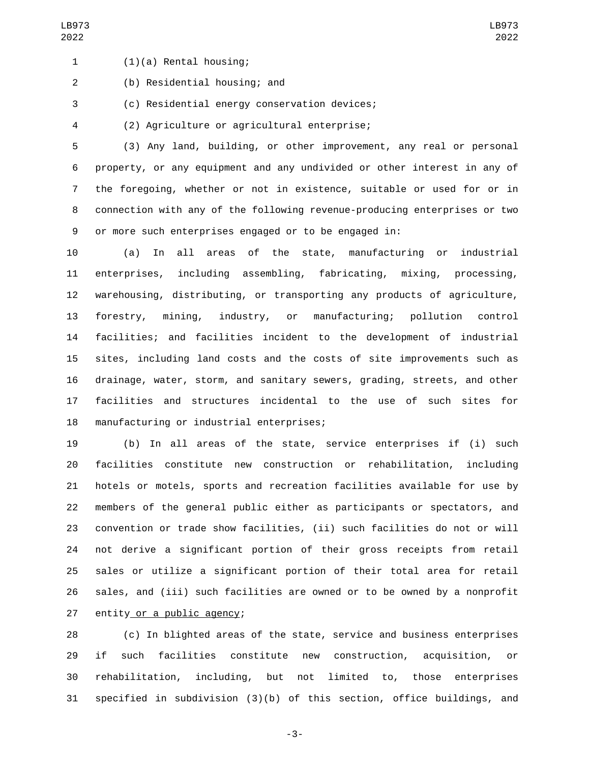(1)(a) Rental housing;

(b) Residential housing; and

(c) Residential energy conservation devices;

(2) Agriculture or agricultural enterprise;

(3) Any land, building, or other improvement, any real or personal property, or any equipment and any undivided or other interest in any of the foregoing, whether or not in existence, suitable or used for or in connection with any of the following revenue-producing enterprises or two or more such enterprises engaged or to be engaged in:

(a) In all areas of the state, manufacturing or industrial enterprises, including assembling, fabricating, mixing, processing, warehousing, distributing, or transporting any products of agriculture, forestry, mining, industry, or manufacturing; pollution control facilities; and facilities incident to the development of industrial sites, including land costs and the costs of site improvements such as drainage, water, storm, and sanitary sewers, grading, streets, and other facilities and structures incidental to the use of such sites for manufacturing or industrial enterprises;

(b) In all areas of the state, service enterprises if (i) such facilities constitute new construction or rehabilitation, including hotels or motels, sports and recreation facilities available for use by members of the general public either as participants or spectators, and convention or trade show facilities, (ii) such facilities do not or will not derive a significant portion of their gross receipts from retail sales or utilize a significant portion of their total area for retail sales, and (iii) such facilities are owned or to be owned by a nonprofit entity or a public agency;

(c) In blighted areas of the state, service and business enterprises if such facilities constitute new construction, acquisition, or rehabilitation, including, but not limited to, those enterprises specified in subdivision (3)(b) of this section, office buildings, and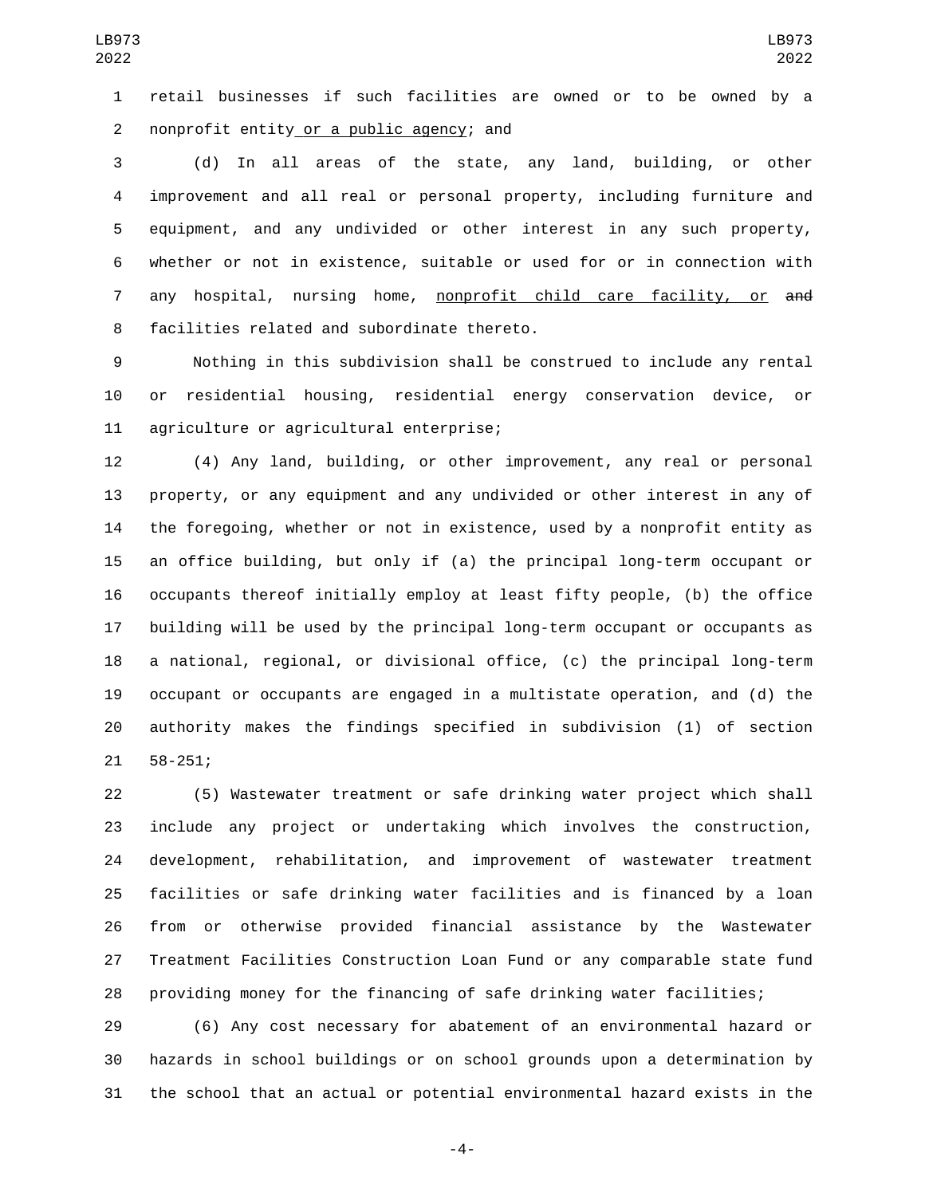retail businesses if such facilities are owned or to be owned by a nonprofit entity or a public agency; and

(d) In all areas of the state, any land, building, or other improvement and all real or personal property, including furniture and equipment, and any undivided or other interest in any such property, whether or not in existence, suitable or used for or in connection with any hospital, nursing home, nonprofit child care facility, or ~~and~~ facilities related and subordinate thereto.

Nothing in this subdivision shall be construed to include any rental or residential housing, residential energy conservation device, or agriculture or agricultural enterprise;

(4) Any land, building, or other improvement, any real or personal property, or any equipment and any undivided or other interest in any of the foregoing, whether or not in existence, used by a nonprofit entity as an office building, but only if (a) the principal long-term occupant or occupants thereof initially employ at least fifty people, (b) the office building will be used by the principal long-term occupant or occupants as a national, regional, or divisional office, (c) the principal long-term occupant or occupants are engaged in a multistate operation, and (d) the authority makes the findings specified in subdivision (1) of section 58-251;

(5) Wastewater treatment or safe drinking water project which shall include any project or undertaking which involves the construction, development, rehabilitation, and improvement of wastewater treatment facilities or safe drinking water facilities and is financed by a loan from or otherwise provided financial assistance by the Wastewater Treatment Facilities Construction Loan Fund or any comparable state fund providing money for the financing of safe drinking water facilities;

(6) Any cost necessary for abatement of an environmental hazard or hazards in school buildings or on school grounds upon a determination by the school that an actual or potential environmental hazard exists in the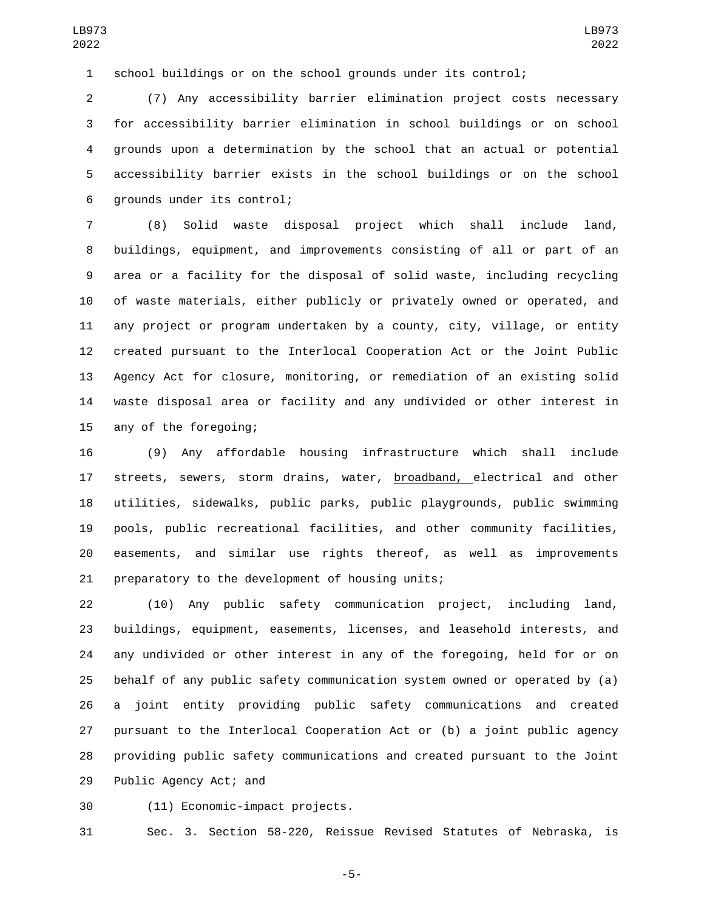school buildings or on the school grounds under its control;

(7) Any accessibility barrier elimination project costs necessary for accessibility barrier elimination in school buildings or on school grounds upon a determination by the school that an actual or potential accessibility barrier exists in the school buildings or on the school grounds under its control;

(8) Solid waste disposal project which shall include land, buildings, equipment, and improvements consisting of all or part of an area or a facility for the disposal of solid waste, including recycling of waste materials, either publicly or privately owned or operated, and any project or program undertaken by a county, city, village, or entity created pursuant to the Interlocal Cooperation Act or the Joint Public Agency Act for closure, monitoring, or remediation of an existing solid waste disposal area or facility and any undivided or other interest in any of the foregoing;

(9) Any affordable housing infrastructure which shall include streets, sewers, storm drains, water, broadband, electrical and other utilities, sidewalks, public parks, public playgrounds, public swimming pools, public recreational facilities, and other community facilities, easements, and similar use rights thereof, as well as improvements preparatory to the development of housing units;

(10) Any public safety communication project, including land, buildings, equipment, easements, licenses, and leasehold interests, and any undivided or other interest in any of the foregoing, held for or on behalf of any public safety communication system owned or operated by (a) a joint entity providing public safety communications and created pursuant to the Interlocal Cooperation Act or (b) a joint public agency providing public safety communications and created pursuant to the Joint Public Agency Act; and

(11) Economic-impact projects.

Sec. 3. Section 58-220, Reissue Revised Statutes of Nebraska, is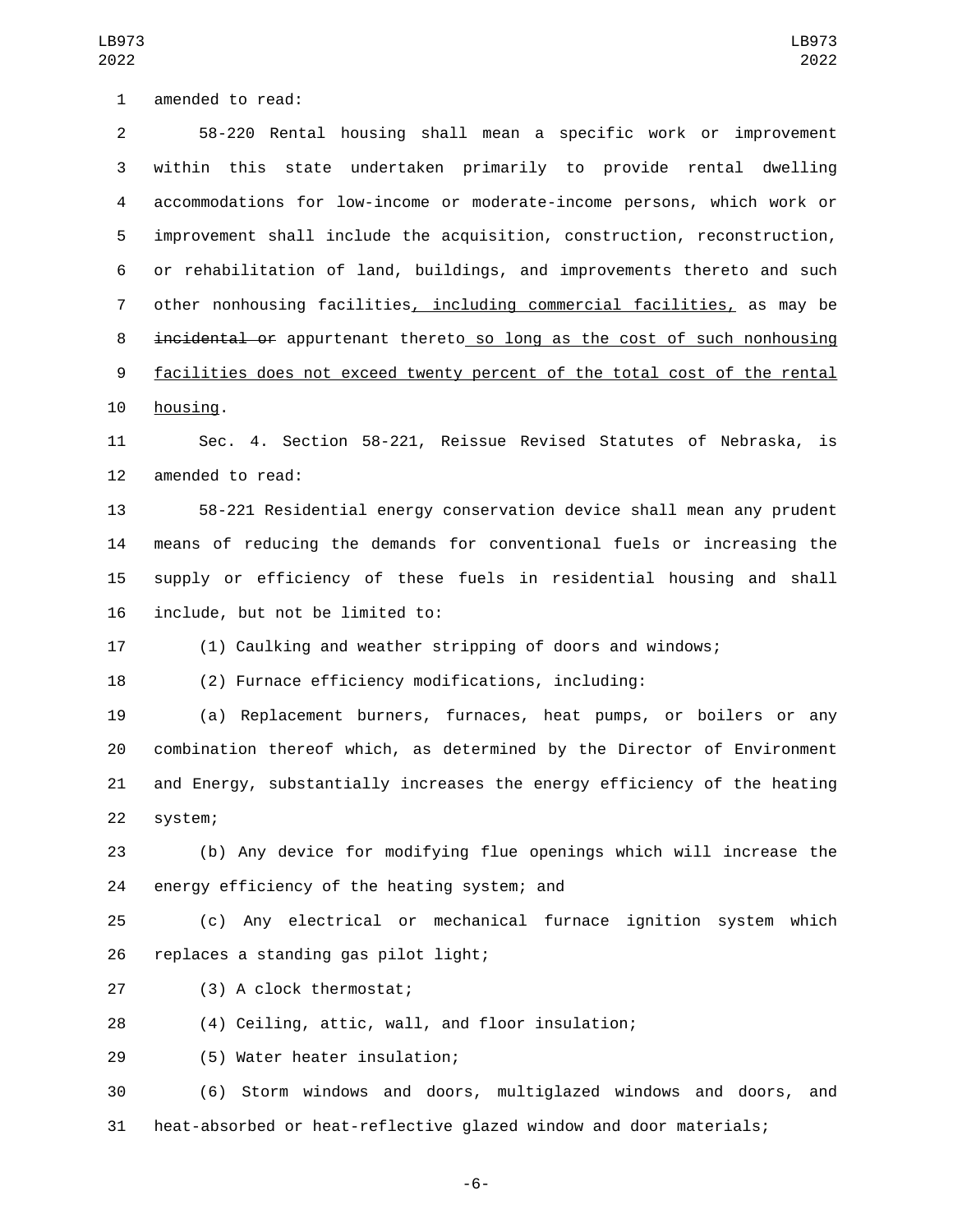amended to read:

58-220 Rental housing shall mean a specific work or improvement within this state undertaken primarily to provide rental dwelling accommodations for low-income or moderate-income persons, which work or improvement shall include the acquisition, construction, reconstruction, or rehabilitation of land, buildings, and improvements thereto and such other nonhousing facilities<u>, including commercial facilities,</u> as may be ~~incidental or~~ appurtenant thereto<u> so long as the cost of such nonhousing facilities does not exceed twenty percent of the total cost of the rental housing</u>.

Sec. 4. Section 58-221, Reissue Revised Statutes of Nebraska, is amended to read:

58-221 Residential energy conservation device shall mean any prudent means of reducing the demands for conventional fuels or increasing the supply or efficiency of these fuels in residential housing and shall include, but not be limited to:

(1) Caulking and weather stripping of doors and windows;

(2) Furnace efficiency modifications, including:

(a) Replacement burners, furnaces, heat pumps, or boilers or any combination thereof which, as determined by the Director of Environment and Energy, substantially increases the energy efficiency of the heating system;

(b) Any device for modifying flue openings which will increase the energy efficiency of the heating system; and

(c) Any electrical or mechanical furnace ignition system which replaces a standing gas pilot light;

(3) A clock thermostat;

(4) Ceiling, attic, wall, and floor insulation;

(5) Water heater insulation;

(6) Storm windows and doors, multiglazed windows and doors, and heat-absorbed or heat-reflective glazed window and door materials;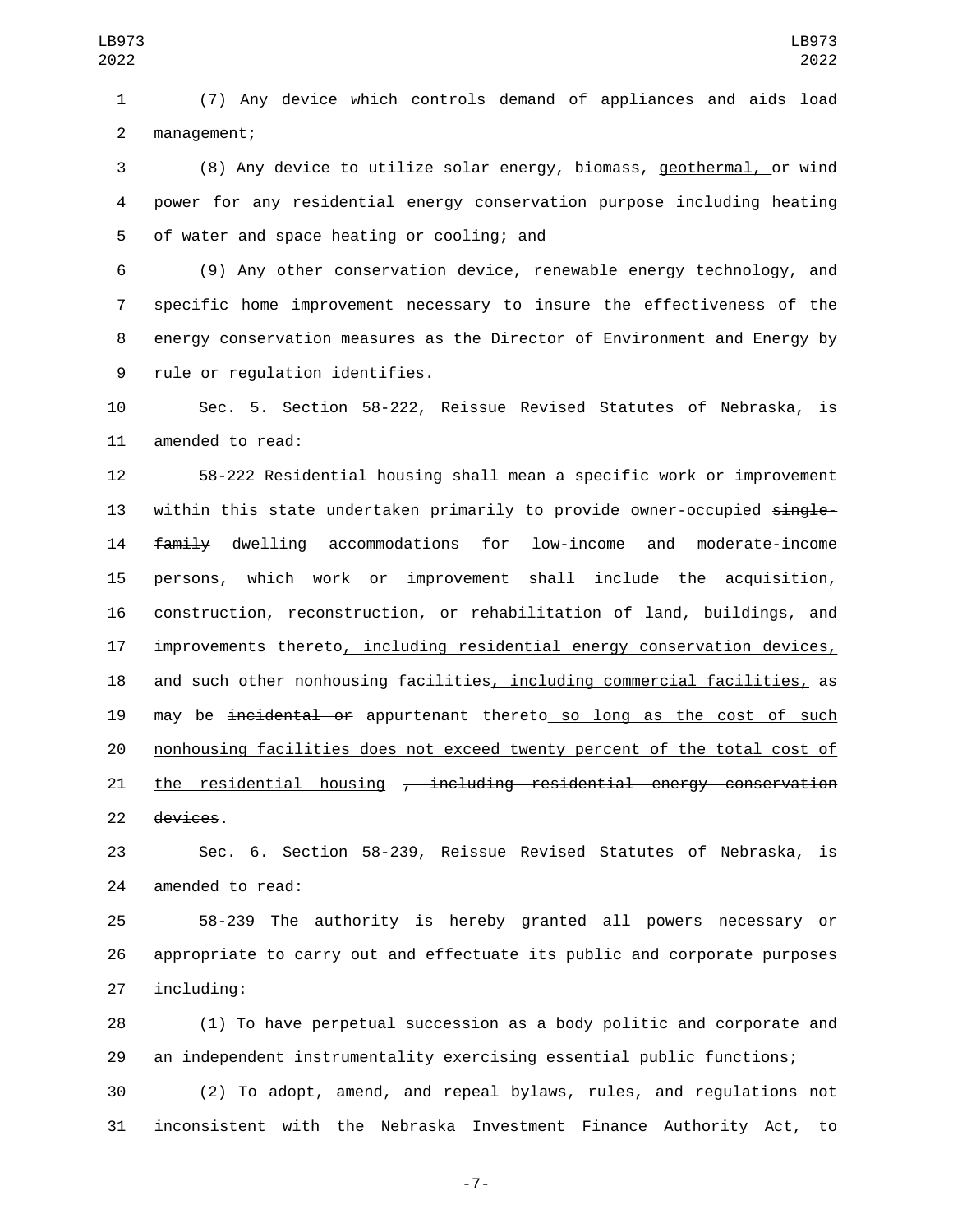(7) Any device which controls demand of appliances and aids load management;

(8) Any device to utilize solar energy, biomass, <u>geothermal,</u> or wind power for any residential energy conservation purpose including heating of water and space heating or cooling; and

(9) Any other conservation device, renewable energy technology, and specific home improvement necessary to insure the effectiveness of the energy conservation measures as the Director of Environment and Energy by rule or regulation identifies.

Sec. 5. Section 58-222, Reissue Revised Statutes of Nebraska, is amended to read:

58-222 Residential housing shall mean a specific work or improvement within this state undertaken primarily to provide <u>owner-occupied</u> ~~single-family~~ dwelling accommodations for low-income and moderate-income persons, which work or improvement shall include the acquisition, construction, reconstruction, or rehabilitation of land, buildings, and improvements thereto<u>, including residential energy conservation devices,</u> and such other nonhousing facilities<u>, including commercial facilities,</u> as may be ~~incidental or~~ appurtenant thereto<u> so long as the cost of such nonhousing facilities does not exceed twenty percent of the total cost of the residential housing</u> ~~, including residential energy conservation devices~~.

Sec. 6. Section 58-239, Reissue Revised Statutes of Nebraska, is amended to read:

58-239 The authority is hereby granted all powers necessary or appropriate to carry out and effectuate its public and corporate purposes including:

(1) To have perpetual succession as a body politic and corporate and an independent instrumentality exercising essential public functions;

(2) To adopt, amend, and repeal bylaws, rules, and regulations not inconsistent with the Nebraska Investment Finance Authority Act, to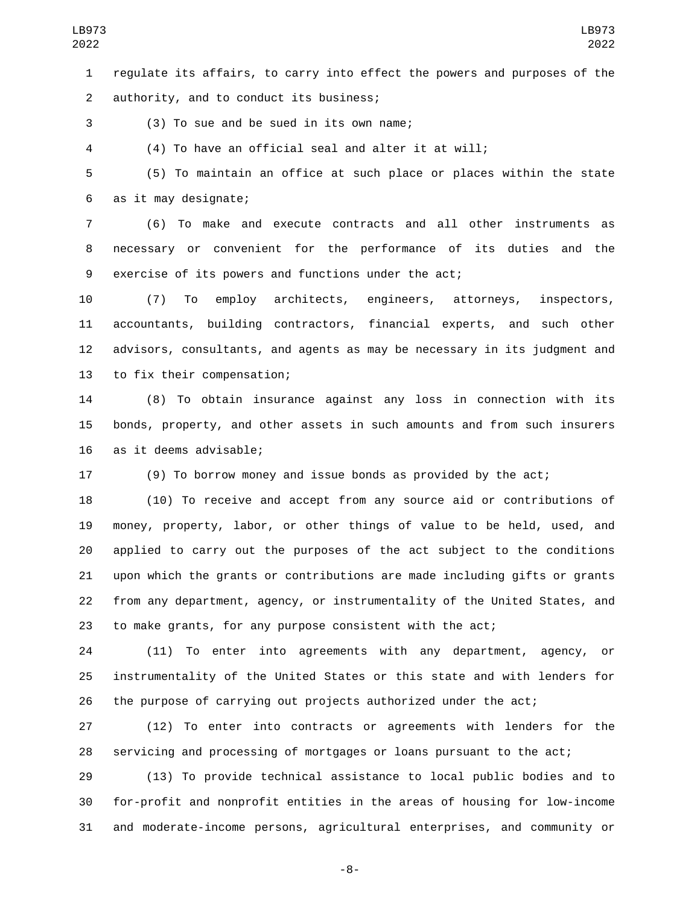regulate its affairs, to carry into effect the powers and purposes of the authority, and to conduct its business;

(3) To sue and be sued in its own name;

(4) To have an official seal and alter it at will;

(5) To maintain an office at such place or places within the state as it may designate;

(6) To make and execute contracts and all other instruments as necessary or convenient for the performance of its duties and the exercise of its powers and functions under the act;

(7) To employ architects, engineers, attorneys, inspectors, accountants, building contractors, financial experts, and such other advisors, consultants, and agents as may be necessary in its judgment and to fix their compensation;

(8) To obtain insurance against any loss in connection with its bonds, property, and other assets in such amounts and from such insurers as it deems advisable;

(9) To borrow money and issue bonds as provided by the act;

(10) To receive and accept from any source aid or contributions of money, property, labor, or other things of value to be held, used, and applied to carry out the purposes of the act subject to the conditions upon which the grants or contributions are made including gifts or grants from any department, agency, or instrumentality of the United States, and to make grants, for any purpose consistent with the act;

(11) To enter into agreements with any department, agency, or instrumentality of the United States or this state and with lenders for the purpose of carrying out projects authorized under the act;

(12) To enter into contracts or agreements with lenders for the servicing and processing of mortgages or loans pursuant to the act;

(13) To provide technical assistance to local public bodies and to for-profit and nonprofit entities in the areas of housing for low-income and moderate-income persons, agricultural enterprises, and community or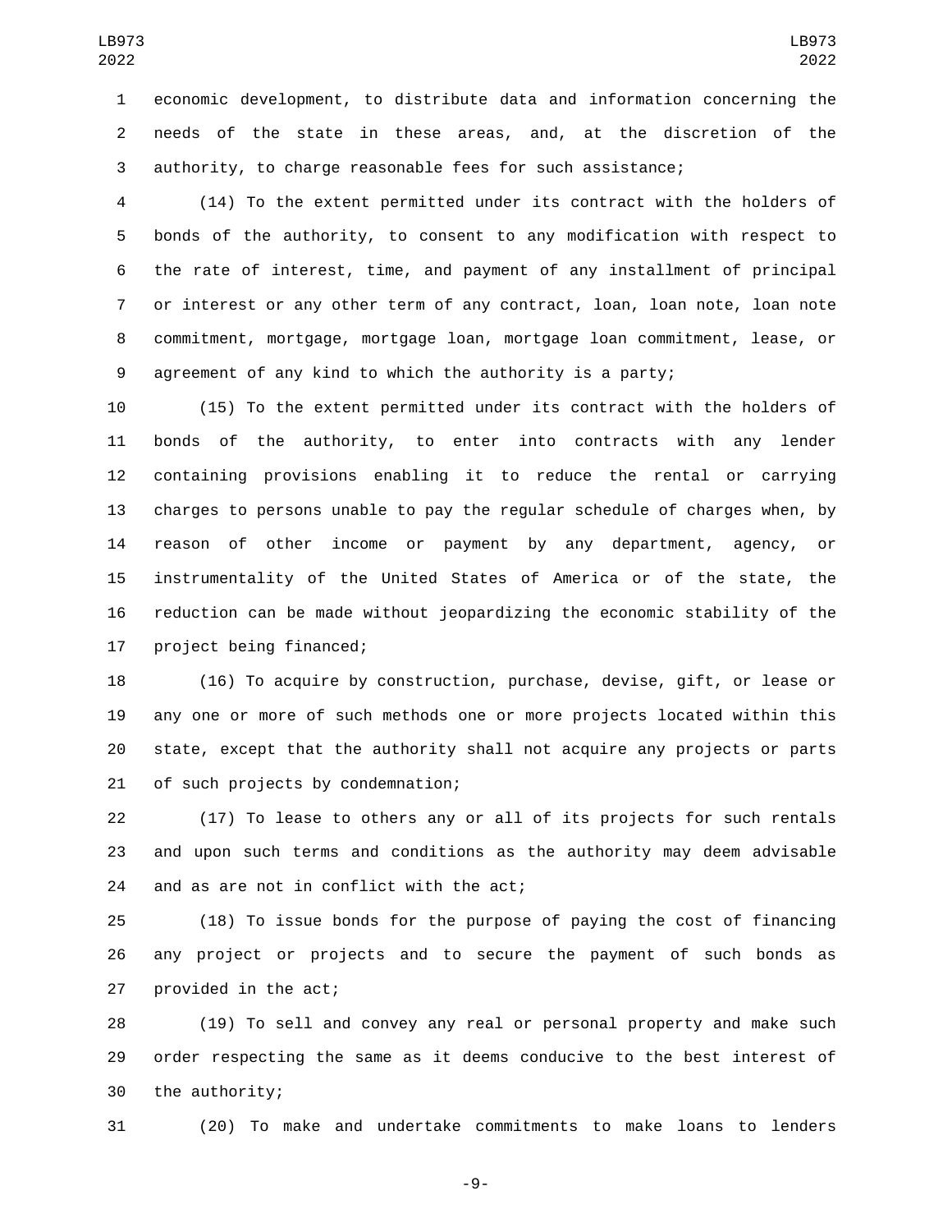economic development, to distribute data and information concerning the needs of the state in these areas, and, at the discretion of the authority, to charge reasonable fees for such assistance;

(14) To the extent permitted under its contract with the holders of bonds of the authority, to consent to any modification with respect to the rate of interest, time, and payment of any installment of principal or interest or any other term of any contract, loan, loan note, loan note commitment, mortgage, mortgage loan, mortgage loan commitment, lease, or agreement of any kind to which the authority is a party;

(15) To the extent permitted under its contract with the holders of bonds of the authority, to enter into contracts with any lender containing provisions enabling it to reduce the rental or carrying charges to persons unable to pay the regular schedule of charges when, by reason of other income or payment by any department, agency, or instrumentality of the United States of America or of the state, the reduction can be made without jeopardizing the economic stability of the project being financed;

(16) To acquire by construction, purchase, devise, gift, or lease or any one or more of such methods one or more projects located within this state, except that the authority shall not acquire any projects or parts of such projects by condemnation;

(17) To lease to others any or all of its projects for such rentals and upon such terms and conditions as the authority may deem advisable and as are not in conflict with the act;

(18) To issue bonds for the purpose of paying the cost of financing any project or projects and to secure the payment of such bonds as provided in the act;

(19) To sell and convey any real or personal property and make such order respecting the same as it deems conducive to the best interest of the authority;

(20) To make and undertake commitments to make loans to lenders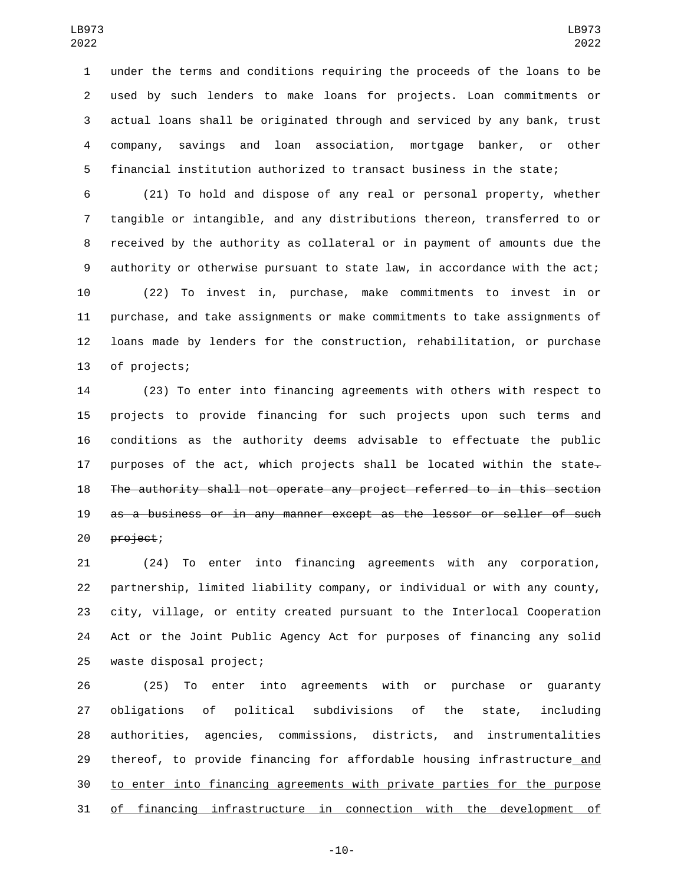under the terms and conditions requiring the proceeds of the loans to be used by such lenders to make loans for projects. Loan commitments or actual loans shall be originated through and serviced by any bank, trust company, savings and loan association, mortgage banker, or other financial institution authorized to transact business in the state;

(21) To hold and dispose of any real or personal property, whether tangible or intangible, and any distributions thereon, transferred to or received by the authority as collateral or in payment of amounts due the authority or otherwise pursuant to state law, in accordance with the act;

(22) To invest in, purchase, make commitments to invest in or purchase, and take assignments or make commitments to take assignments of loans made by lenders for the construction, rehabilitation, or purchase of projects;

(23) To enter into financing agreements with others with respect to projects to provide financing for such projects upon such terms and conditions as the authority deems advisable to effectuate the public purposes of the act, which projects shall be located within the state~~. The authority shall not operate any project referred to in this section as a business or in any manner except as the lessor or seller of such project~~;

(24) To enter into financing agreements with any corporation, partnership, limited liability company, or individual or with any county, city, village, or entity created pursuant to the Interlocal Cooperation Act or the Joint Public Agency Act for purposes of financing any solid waste disposal project;

(25) To enter into agreements with or purchase or guaranty obligations of political subdivisions of the state, including authorities, agencies, commissions, districts, and instrumentalities thereof, to provide financing for affordable housing infrastructure <u>and to enter into financing agreements with private parties for the purpose of financing infrastructure in connection with the development of</u>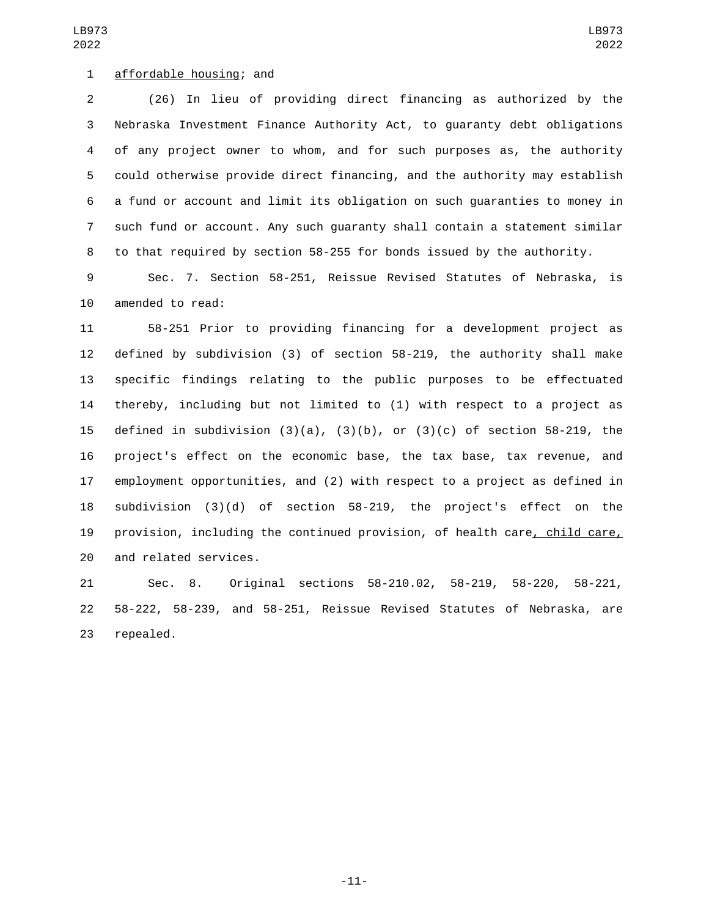affordable housing; and

(26) In lieu of providing direct financing as authorized by the Nebraska Investment Finance Authority Act, to guaranty debt obligations of any project owner to whom, and for such purposes as, the authority could otherwise provide direct financing, and the authority may establish a fund or account and limit its obligation on such guaranties to money in such fund or account. Any such guaranty shall contain a statement similar to that required by section 58-255 for bonds issued by the authority.

Sec. 7. Section 58-251, Reissue Revised Statutes of Nebraska, is amended to read:

58-251 Prior to providing financing for a development project as defined by subdivision (3) of section 58-219, the authority shall make specific findings relating to the public purposes to be effectuated thereby, including but not limited to (1) with respect to a project as defined in subdivision (3)(a), (3)(b), or (3)(c) of section 58-219, the project's effect on the economic base, the tax base, tax revenue, and employment opportunities, and (2) with respect to a project as defined in subdivision (3)(d) of section 58-219, the project's effect on the provision, including the continued provision, of health care, child care, and related services.

Sec. 8. Original sections 58-210.02, 58-219, 58-220, 58-221, 58-222, 58-239, and 58-251, Reissue Revised Statutes of Nebraska, are repealed.